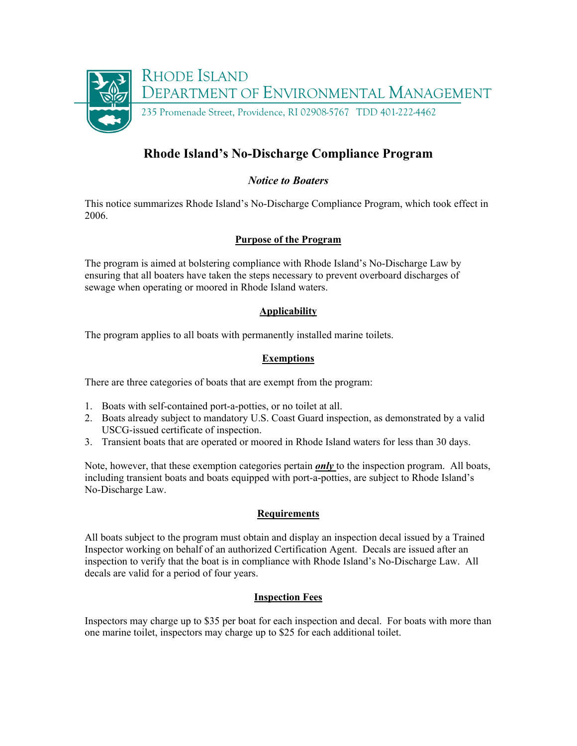RHODE ISLAND
DEPARTMENT OF ENVIRONMENTAL MANAGEMENT

235 Promenade Street, Providence, RI 02908-5767   TDD 401-222-4462

# Rhode Island's No-Discharge Compliance Program

*Notice to Boaters*

This notice summarizes Rhode Island's No-Discharge Compliance Program, which took effect in 2006.

## Purpose of the Program

The program is aimed at bolstering compliance with Rhode Island's No-Discharge Law by ensuring that all boaters have taken the steps necessary to prevent overboard discharges of sewage when operating or moored in Rhode Island waters.

## Applicability

The program applies to all boats with permanently installed marine toilets.

## Exemptions

There are three categories of boats that are exempt from the program:

1. Boats with self-contained port-a-potties, or no toilet at all.
2. Boats already subject to mandatory U.S. Coast Guard inspection, as demonstrated by a valid USCG-issued certificate of inspection.
3. Transient boats that are operated or moored in Rhode Island waters for less than 30 days.

Note, however, that these exemption categories pertain ***only*** to the inspection program. All boats, including transient boats and boats equipped with port-a-potties, are subject to Rhode Island's No-Discharge Law.

## Requirements

All boats subject to the program must obtain and display an inspection decal issued by a Trained Inspector working on behalf of an authorized Certification Agent. Decals are issued after an inspection to verify that the boat is in compliance with Rhode Island's No-Discharge Law. All decals are valid for a period of four years.

## Inspection Fees

Inspectors may charge up to $35 per boat for each inspection and decal. For boats with more than one marine toilet, inspectors may charge up to $25 for each additional toilet.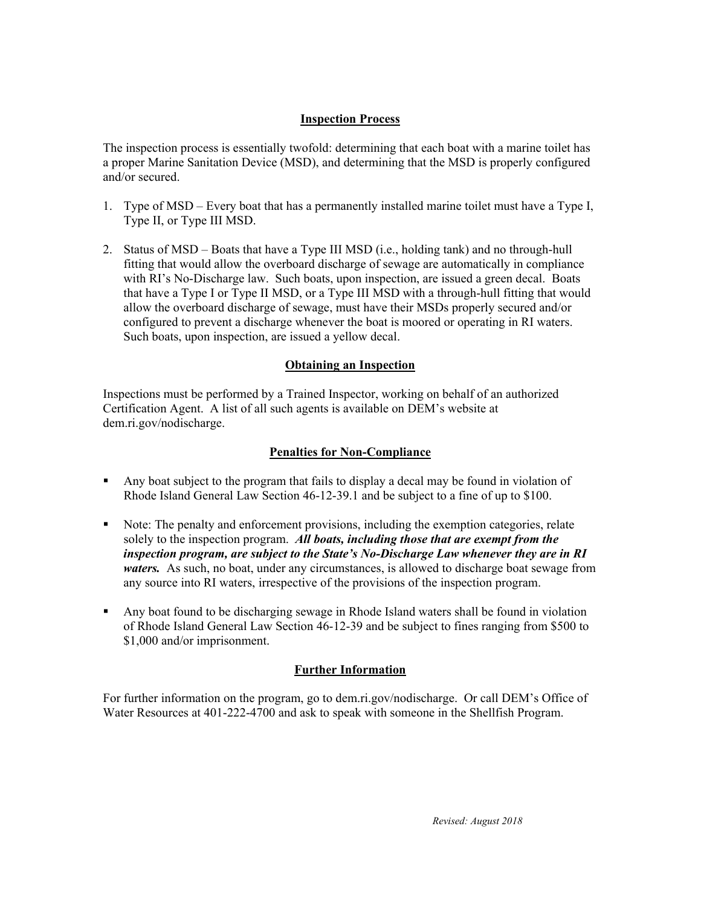## Inspection Process

The inspection process is essentially twofold: determining that each boat with a marine toilet has a proper Marine Sanitation Device (MSD), and determining that the MSD is properly configured and/or secured.

1. Type of MSD – Every boat that has a permanently installed marine toilet must have a Type I, Type II, or Type III MSD.

2. Status of MSD – Boats that have a Type III MSD (i.e., holding tank) and no through-hull fitting that would allow the overboard discharge of sewage are automatically in compliance with RI's No-Discharge law. Such boats, upon inspection, are issued a green decal. Boats that have a Type I or Type II MSD, or a Type III MSD with a through-hull fitting that would allow the overboard discharge of sewage, must have their MSDs properly secured and/or configured to prevent a discharge whenever the boat is moored or operating in RI waters. Such boats, upon inspection, are issued a yellow decal.

## Obtaining an Inspection

Inspections must be performed by a Trained Inspector, working on behalf of an authorized Certification Agent. A list of all such agents is available on DEM's website at dem.ri.gov/nodischarge.

## Penalties for Non-Compliance

- Any boat subject to the program that fails to display a decal may be found in violation of Rhode Island General Law Section 46-12-39.1 and be subject to a fine of up to $100.
- Note: The penalty and enforcement provisions, including the exemption categories, relate solely to the inspection program. ***All boats, including those that are exempt from the inspection program, are subject to the State's No-Discharge Law whenever they are in RI waters.*** As such, no boat, under any circumstances, is allowed to discharge boat sewage from any source into RI waters, irrespective of the provisions of the inspection program.
- Any boat found to be discharging sewage in Rhode Island waters shall be found in violation of Rhode Island General Law Section 46-12-39 and be subject to fines ranging from $500 to $1,000 and/or imprisonment.

## Further Information

For further information on the program, go to dem.ri.gov/nodischarge. Or call DEM's Office of Water Resources at 401-222-4700 and ask to speak with someone in the Shellfish Program.

*Revised: August 2018*